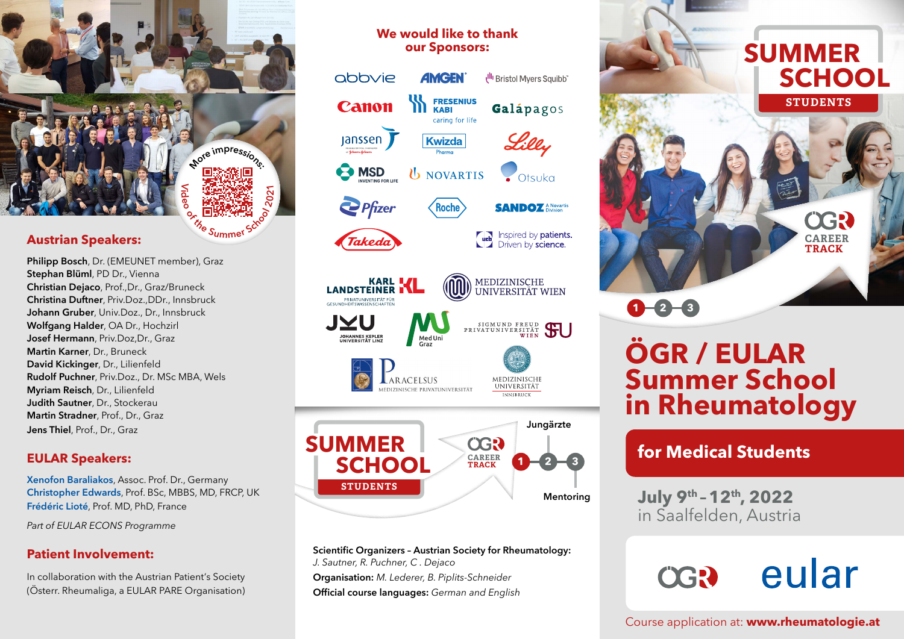More impressions: Video of the Summer School 2021

## Austrian Speakers:

**Philipp Bosch**, Dr. (EMEUNET member), Graz
**Stephan Blüml**, PD Dr., Vienna
**Christian Dejaco**, Prof.,Dr., Graz/Bruneck
**Christina Duftner**, Priv.Doz.,DDr., Innsbruck
**Johann Gruber**, Univ.Doz., Dr., Innsbruck
**Wolfgang Halder**, OA Dr., Hochzirl
**Josef Hermann**, Priv.Doz,Dr., Graz
**Martin Karner**, Dr., Bruneck
**David Kickinger**, Dr., Lilienfeld
**Rudolf Puchner**, Priv.Doz., Dr. MSc MBA, Wels
**Myriam Reisch**, Dr., Lilienfeld
**Judith Sautner**, Dr., Stockerau
**Martin Stradner**, Prof., Dr., Graz
**Jens Thiel**, Prof., Dr., Graz

## EULAR Speakers:

**Xenofon Baraliakos**, Assoc. Prof. Dr., Germany
**Christopher Edwards**, Prof. BSc, MBBS, MD, FRCP, UK
**Frédéric Lioté**, Prof. MD, PhD, France

*Part of EULAR ECONS Programme*

## Patient Involvement:

In collaboration with the Austrian Patient's Society (Österr. Rheumaliga, a EULAR PARE Organisation)

## We would like to thank our Sponsors:

abbvie, AMGEN, Bristol Myers Squibb, Canon, Fresenius Kabi – caring for life, Galápagos, Janssen, Kwizda Pharma, Lilly, MSD – Inventing for Life, Novartis, Otsuka, Pfizer, Roche, Sandoz – A Novartis Division, Takeda, ucb – Inspired by patients. Driven by science.

Karl Landsteiner Privatuniversität für Gesundheitswissenschaften, Medizinische Universität Wien, JKU Johannes Kepler Universität Linz, Med Uni Graz, Sigmund Freud Privatuniversität Wien, Paracelsus Medizinische Privatuniversität, Medizinische Universität Innsbruck

SUMMER SCHOOL STUDENTS – ÖGR CAREER TRACK – Jungärzte – 1 – 2 – 3 – Mentoring

**Scientific Organizers – Austrian Society for Rheumatology:** *J. Sautner, R. Puchner, C . Dejaco*
**Organisation:** *M. Lederer, B. Piplits-Schneider*
**Official course languages:** *German and English*

SUMMER SCHOOL STUDENTS

ÖGR CAREER TRACK

1 – 2 – 3

# ÖGR / EULAR Summer School in Rheumatology

## for Medical Students

**July 9th – 12th, 2022**
in Saalfelden, Austria

ÖGR eular

Course application at: **www.rheumatologie.at**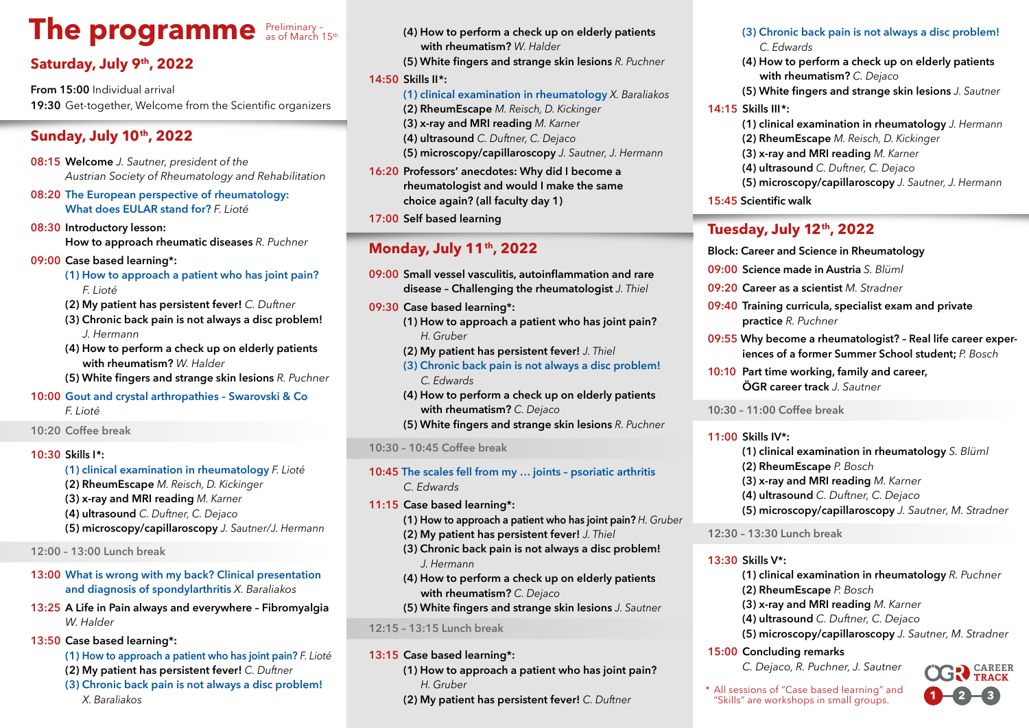# The programme

Preliminary – as of March 15th

## Saturday, July 9th, 2022

From 15:00 Individual arrival

19:30 Get-together, Welcome from the Scientific organizers

## Sunday, July 10th, 2022

08:15 **Welcome** *J. Sautner, president of the Austrian Society of Rheumatology and Rehabilitation*

08:20 **The European perspective of rheumatology: What does EULAR stand for?** *F. Lioté*

08:30 **Introductory lesson: How to approach rheumatic diseases** *R. Puchner*

09:00 **Case based learning\*:**

- **(1) How to approach a patient who has joint pain?** *F. Lioté*
- **(2) My patient has persistent fever!** *C. Duftner*
- **(3) Chronic back pain is not always a disc problem!** *J. Hermann*
- **(4) How to perform a check up on elderly patients with rheumatism?** *W. Halder*
- **(5) White fingers and strange skin lesions** *R. Puchner*

10:00 **Gout and crystal arthropathies – Swarovski & Co** *F. Lioté*

10:20 Coffee break

10:30 **Skills I\*:**

- **(1) clinical examination in rheumatology** *F. Lioté*
- **(2) RheumEscape** *M. Reisch, D. Kickinger*
- **(3) x-ray and MRI reading** *M. Karner*
- **(4) ultrasound** *C. Duftner, C. Dejaco*
- **(5) microscopy/capillaroscopy** *J. Sautner/J. Hermann*

12:00 – 13:00 Lunch break

13:00 **What is wrong with my back? Clinical presentation and diagnosis of spondylarthritis** *X. Baraliakos*

13:25 **A Life in Pain always and everywhere – Fibromyalgia** *W. Halder*

13:50 **Case based learning\*:**

- **(1) How to approach a patient who has joint pain?** *F. Lioté*
- **(2) My patient has persistent fever!** *C. Duftner*
- **(3) Chronic back pain is not always a disc problem!** *X. Baraliakos*
- **(4) How to perform a check up on elderly patients with rheumatism?** *W. Halder*
- **(5) White fingers and strange skin lesions** *R. Puchner*

14:50 **Skills II\*:**

- **(1) clinical examination in rheumatology** *X. Baraliakos*
- **(2) RheumEscape** *M. Reisch, D. Kickinger*
- **(3) x-ray and MRI reading** *M. Karner*
- **(4) ultrasound** *C. Duftner, C. Dejaco*
- **(5) microscopy/capillaroscopy** *J. Sautner, J. Hermann*

16:20 **Professors' anecdotes: Why did I become a rheumatologist and would I make the same choice again? (all faculty day 1)**

17:00 **Self based learning**

## Monday, July 11th, 2022

09:00 **Small vessel vasculitis, autoinflammation and rare disease – Challenging the rheumatologist** *J. Thiel*

09:30 **Case based learning\*:**

- **(1) How to approach a patient who has joint pain?** *H. Gruber*
- **(2) My patient has persistent fever!** *J. Thiel*
- **(3) Chronic back pain is not always a disc problem!** *C. Edwards*
- **(4) How to perform a check up on elderly patients with rheumatism?** *C. Dejaco*
- **(5) White fingers and strange skin lesions** *R. Puchner*

10:30 – 10:45 Coffee break

10:45 **The scales fell from my … joints – psoriatic arthritis** *C. Edwards*

11:15 **Case based learning\*:**

- **(1) How to approach a patient who has joint pain?** *H. Gruber*
- **(2) My patient has persistent fever!** *J. Thiel*
- **(3) Chronic back pain is not always a disc problem!** *J. Hermann*
- **(4) How to perform a check up on elderly patients with rheumatism?** *C. Dejaco*
- **(5) White fingers and strange skin lesions** *J. Sautner*

12:15 – 13:15 Lunch break

13:15 **Case based learning\*:**

- **(1) How to approach a patient who has joint pain?** *H. Gruber*
- **(2) My patient has persistent fever!** *C. Duftner*
- **(3) Chronic back pain is not always a disc problem!** *C. Edwards*
- **(4) How to perform a check up on elderly patients with rheumatism?** *C. Dejaco*
- **(5) White fingers and strange skin lesions** *J. Sautner*

14:15 **Skills III\*:**

- **(1) clinical examination in rheumatology** *J. Hermann*
- **(2) RheumEscape** *M. Reisch, D. Kickinger*
- **(3) x-ray and MRI reading** *M. Karner*
- **(4) ultrasound** *C. Duftner, C. Dejaco*
- **(5) microscopy/capillaroscopy** *J. Sautner, J. Hermann*

15:45 **Scientific walk**

## Tuesday, July 12th, 2022

**Block: Career and Science in Rheumatology**

09:00 **Science made in Austria** *S. Blüml*

09:20 **Career as a scientist** *M. Stradner*

09:40 **Training curricula, specialist exam and private practice** *R. Puchner*

09:55 **Why become a rheumatologist? – Real life career experiences of a former Summer School student;** *P. Bosch*

10:10 **Part time working, family and career, ÖGR career track** *J. Sautner*

10:30 – 11:00 Coffee break

11:00 **Skills IV\*:**

- **(1) clinical examination in rheumatology** *S. Blüml*
- **(2) RheumEscape** *P. Bosch*
- **(3) x-ray and MRI reading** *M. Karner*
- **(4) ultrasound** *C. Duftner, C. Dejaco*
- **(5) microscopy/capillaroscopy** *J. Sautner, M. Stradner*

12:30 – 13:30 Lunch break

13:30 **Skills V\*:**

- **(1) clinical examination in rheumatology** *R. Puchner*
- **(2) RheumEscape** *P. Bosch*
- **(3) x-ray and MRI reading** *M. Karner*
- **(4) ultrasound** *C. Duftner, C. Dejaco*
- **(5) microscopy/capillaroscopy** *J. Sautner, M. Stradner*

15:00 **Concluding remarks** *C. Dejaco, R. Puchner, J. Sautner*

\* All sessions of "Case based learning" and "Skills" are workshops in small groups.

ÖGR CAREER TRACK 1 2 3